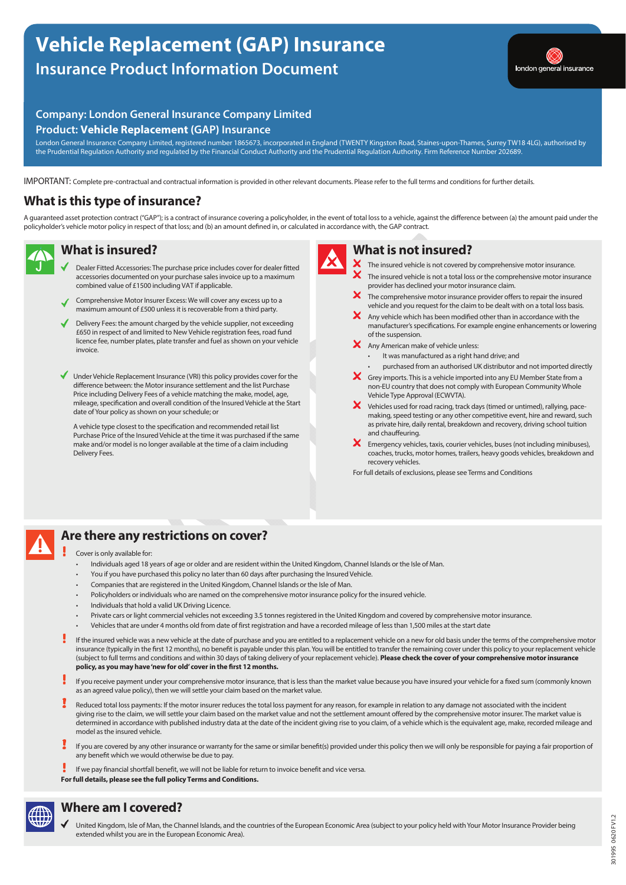# Vehicle Replacement (GAP) Insurance

## Insurance Product Information Document

london general insurance

### Company: London General Insurance Company Limited

### Product: **Vehicle Replacement** (GAP) Insurance

London General Insurance Company Limited, registered number 1865673, incorporated in England (TWENTY Kingston Road, Staines-upon-Thames, Surrey TW18 4LG), authorised by the Prudential Regulation Authority and regulated by the Financial Conduct Authority and the Prudential Regulation Authority. Firm Reference Number 202689.

IMPORTANT: Complete pre-contractual and contractual information is provided in other relevant documents. Please refer to the full terms and conditions for further details.

## What is this type of insurance?

A guaranteed asset protection contract ("GAP"); is a contract of insurance covering a policyholder, in the event of total loss to a vehicle, against the difference between (a) the amount paid under the policyholder's vehicle motor policy in respect of that loss; and (b) an amount defined in, or calculated in accordance with, the GAP contract.

## What is insured?

- ✓ Dealer Fitted Accessories: The purchase price includes cover for dealer fitted accessories documented on your purchase sales invoice up to a maximum combined value of £1500 including VAT if applicable.
- ✓ Comprehensive Motor Insurer Excess: We will cover any excess up to a maximum amount of £500 unless it is recoverable from a third party.
- ✓ Delivery Fees: the amount charged by the vehicle supplier, not exceeding £650 in respect of and limited to New Vehicle registration fees, road fund licence fee, number plates, plate transfer and fuel as shown on your vehicle invoice.
- ✓ Under Vehicle Replacement Insurance (VRI) this policy provides cover for the difference between: the Motor insurance settlement and the list Purchase Price including Delivery Fees of a vehicle matching the make, model, age, mileage, specification and overall condition of the Insured Vehicle at the Start date of Your policy as shown on your schedule; or

  A vehicle type closest to the specification and recommended retail list Purchase Price of the Insured Vehicle at the time it was purchased if the same make and/or model is no longer available at the time of a claim including Delivery Fees.

## What is not insured?

- ✗ The insured vehicle is not covered by comprehensive motor insurance.
- ✗ The insured vehicle is not a total loss or the comprehensive motor insurance provider has declined your motor insurance claim.
- ✗ The comprehensive motor insurance provider offers to repair the insured vehicle and you request for the claim to be dealt with on a total loss basis.
- ✗ Any vehicle which has been modified other than in accordance with the manufacturer's specifications. For example engine enhancements or lowering of the suspension.
- ✗ Any American make of vehicle unless:
  - It was manufactured as a right hand drive; and
  - purchased from an authorised UK distributor and not imported directly
- ✗ Grey imports. This is a vehicle imported into any EU Member State from a non-EU country that does not comply with European Community Whole Vehicle Type Approval (ECWVTA).
- ✗ Vehicles used for road racing, track days (timed or untimed), rallying, pace-making, speed testing or any other competitive event, hire and reward, such as private hire, daily rental, breakdown and recovery, driving school tuition and chauffeuring.
- ✗ Emergency vehicles, taxis, courier vehicles, buses (not including minibuses), coaches, trucks, motor homes, trailers, heavy goods vehicles, breakdown and recovery vehicles.

For full details of exclusions, please see Terms and Conditions

## Are there any restrictions on cover?

! Cover is only available for:

- Individuals aged 18 years of age or older and are resident within the United Kingdom, Channel Islands or the Isle of Man.
- You if you have purchased this policy no later than 60 days after purchasing the Insured Vehicle.
- Companies that are registered in the United Kingdom, Channel Islands or the Isle of Man.
- Policyholders or individuals who are named on the comprehensive motor insurance policy for the insured vehicle.
- Individuals that hold a valid UK Driving Licence.
- Private cars or light commercial vehicles not exceeding 3.5 tonnes registered in the United Kingdom and covered by comprehensive motor insurance.
- Vehicles that are under 4 months old from date of first registration and have a recorded mileage of less than 1,500 miles at the start date

! If the insured vehicle was a new vehicle at the date of purchase and you are entitled to a replacement vehicle on a new for old basis under the terms of the comprehensive motor insurance (typically in the first 12 months), no benefit is payable under this plan. You will be entitled to transfer the remaining cover under this policy to your replacement vehicle (subject to full terms and conditions and within 30 days of taking delivery of your replacement vehicle). **Please check the cover of your comprehensive motor insurance policy, as you may have 'new for old' cover in the first 12 months.**

! If you receive payment under your comprehensive motor insurance, that is less than the market value because you have insured your vehicle for a fixed sum (commonly known as an agreed value policy), then we will settle your claim based on the market value.

! Reduced total loss payments: If the motor insurer reduces the total loss payment for any reason, for example in relation to any damage not associated with the incident giving rise to the claim, we will settle your claim based on the market value and not the settlement amount offered by the comprehensive motor insurer. The market value is determined in accordance with published industry data at the date of the incident giving rise to you claim, of a vehicle which is the equivalent age, make, recorded mileage and model as the insured vehicle.

! If you are covered by any other insurance or warranty for the same or similar benefit(s) provided under this policy then we will only be responsible for paying a fair proportion of any benefit which we would otherwise be due to pay.

! If we pay financial shortfall benefit, we will not be liable for return to invoice benefit and vice versa.

**For full details, please see the full policy Terms and Conditions.**

## Where am I covered?

✓ United Kingdom, Isle of Man, the Channel Islands, and the countries of the European Economic Area (subject to your policy held with Your Motor Insurance Provider being extended whilst you are in the European Economic Area).

301995 0620 FV1.2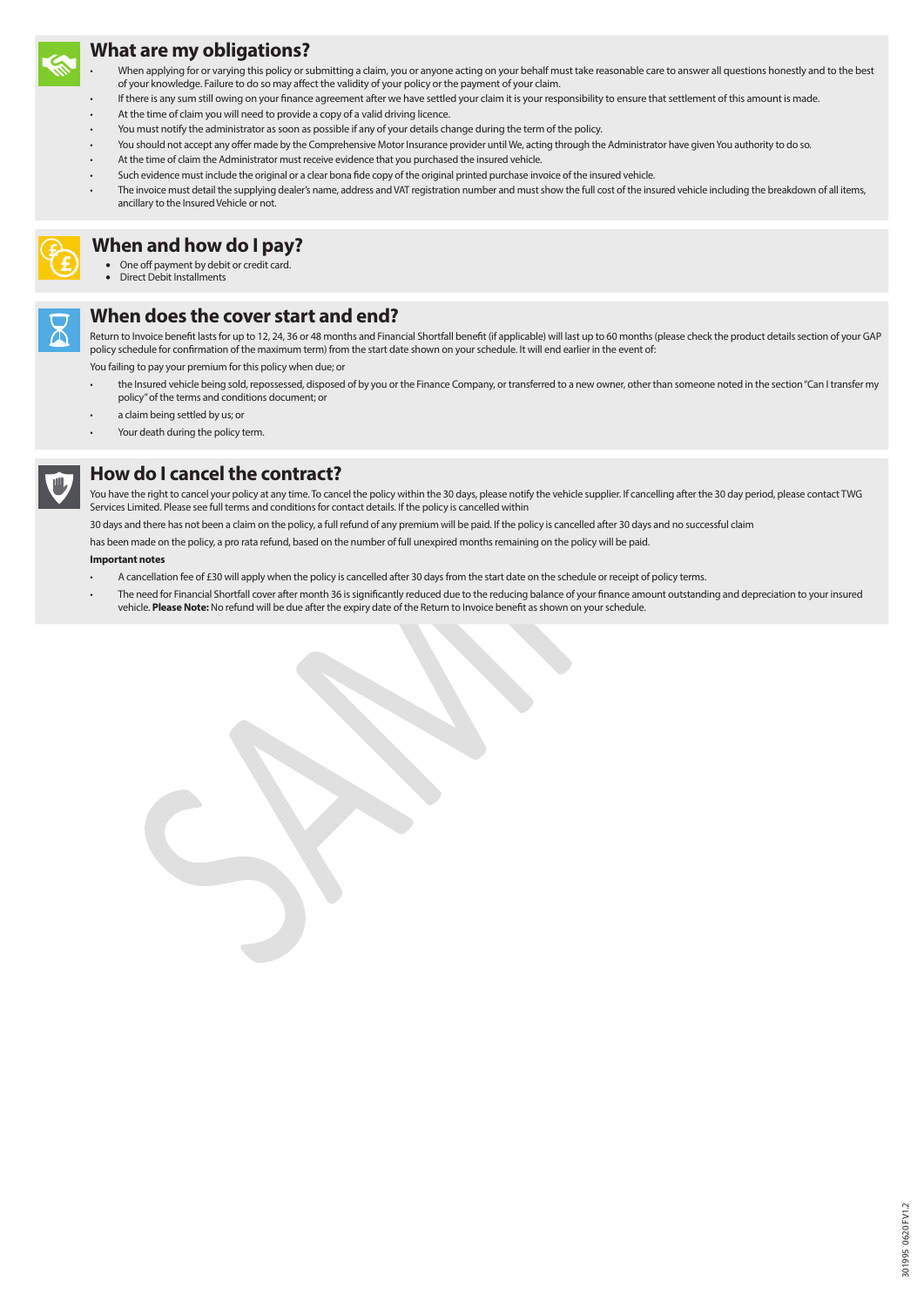## What are my obligations?

- When applying for or varying this policy or submitting a claim, you or anyone acting on your behalf must take reasonable care to answer all questions honestly and to the best of your knowledge. Failure to do so may affect the validity of your policy or the payment of your claim.
- If there is any sum still owing on your finance agreement after we have settled your claim it is your responsibility to ensure that settlement of this amount is made.
- At the time of claim you will need to provide a copy of a valid driving licence.
- You must notify the administrator as soon as possible if any of your details change during the term of the policy.
- You should not accept any offer made by the Comprehensive Motor Insurance provider until We, acting through the Administrator have given You authority to do so.
- At the time of claim the Administrator must receive evidence that you purchased the insured vehicle.
- Such evidence must include the original or a clear bona fide copy of the original printed purchase invoice of the insured vehicle.
- The invoice must detail the supplying dealer's name, address and VAT registration number and must show the full cost of the insured vehicle including the breakdown of all items, ancillary to the Insured Vehicle or not.

## When and how do I pay?

- One off payment by debit or credit card.
- Direct Debit Installments

## When does the cover start and end?

Return to Invoice benefit lasts for up to 12, 24, 36 or 48 months and Financial Shortfall benefit (if applicable) will last up to 60 months (please check the product details section of your GAP policy schedule for confirmation of the maximum term) from the start date shown on your schedule. It will end earlier in the event of:

You failing to pay your premium for this policy when due; or

- the Insured vehicle being sold, repossessed, disposed of by you or the Finance Company, or transferred to a new owner, other than someone noted in the section "Can I transfer my policy" of the terms and conditions document; or
- a claim being settled by us; or
- Your death during the policy term.

## How do I cancel the contract?

You have the right to cancel your policy at any time. To cancel the policy within the 30 days, please notify the vehicle supplier. If cancelling after the 30 day period, please contact TWG Services Limited. Please see full terms and conditions for contact details. If the policy is cancelled within

30 days and there has not been a claim on the policy, a full refund of any premium will be paid. If the policy is cancelled after 30 days and no successful claim

has been made on the policy, a pro rata refund, based on the number of full unexpired months remaining on the policy will be paid.

**Important notes**

- A cancellation fee of £30 will apply when the policy is cancelled after 30 days from the start date on the schedule or receipt of policy terms.
- The need for Financial Shortfall cover after month 36 is significantly reduced due to the reducing balance of your finance amount outstanding and depreciation to your insured vehicle. **Please Note:** No refund will be due after the expiry date of the Return to Invoice benefit as shown on your schedule.

301995 0620 F V1.2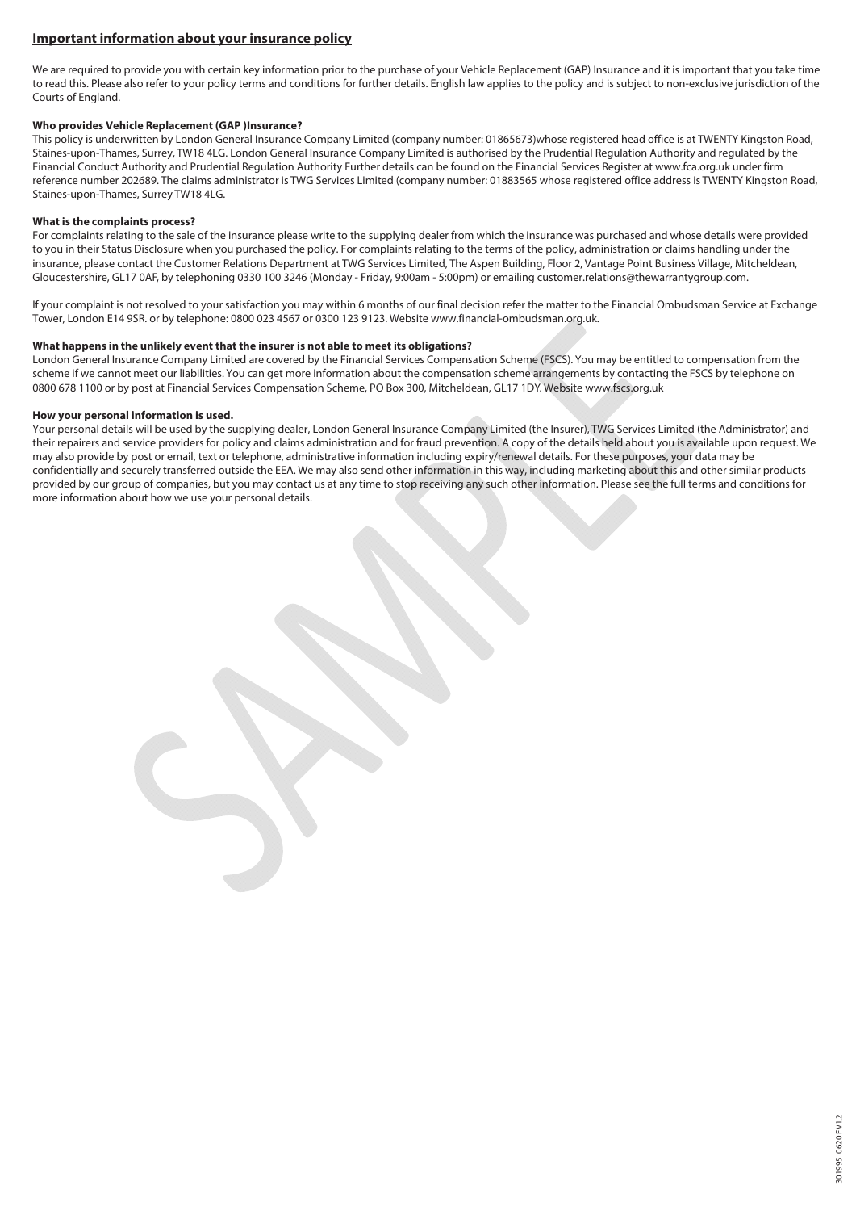## Important information about your insurance policy

We are required to provide you with certain key information prior to the purchase of your Vehicle Replacement (GAP) Insurance and it is important that you take time to read this. Please also refer to your policy terms and conditions for further details. English law applies to the policy and is subject to non-exclusive jurisdiction of the Courts of England.

**Who provides Vehicle Replacement (GAP )Insurance?**

This policy is underwritten by London General Insurance Company Limited (company number: 01865673)whose registered head office is at TWENTY Kingston Road, Staines-upon-Thames, Surrey, TW18 4LG. London General Insurance Company Limited is authorised by the Prudential Regulation Authority and regulated by the Financial Conduct Authority and Prudential Regulation Authority Further details can be found on the Financial Services Register at www.fca.org.uk under firm reference number 202689. The claims administrator is TWG Services Limited (company number: 01883565 whose registered office address is TWENTY Kingston Road, Staines-upon-Thames, Surrey TW18 4LG.

**What is the complaints process?**

For complaints relating to the sale of the insurance please write to the supplying dealer from which the insurance was purchased and whose details were provided to you in their Status Disclosure when you purchased the policy. For complaints relating to the terms of the policy, administration or claims handling under the insurance, please contact the Customer Relations Department at TWG Services Limited, The Aspen Building, Floor 2, Vantage Point Business Village, Mitcheldean, Gloucestershire, GL17 0AF, by telephoning 0330 100 3246 (Monday - Friday, 9:00am - 5:00pm) or emailing customer.relations@thewarrantygroup.com.

If your complaint is not resolved to your satisfaction you may within 6 months of our final decision refer the matter to the Financial Ombudsman Service at Exchange Tower, London E14 9SR. or by telephone: 0800 023 4567 or 0300 123 9123. Website www.financial-ombudsman.org.uk.

**What happens in the unlikely event that the insurer is not able to meet its obligations?**

London General Insurance Company Limited are covered by the Financial Services Compensation Scheme (FSCS). You may be entitled to compensation from the scheme if we cannot meet our liabilities. You can get more information about the compensation scheme arrangements by contacting the FSCS by telephone on 0800 678 1100 or by post at Financial Services Compensation Scheme, PO Box 300, Mitcheldean, GL17 1DY. Website www.fscs.org.uk

**How your personal information is used.**

Your personal details will be used by the supplying dealer, London General Insurance Company Limited (the Insurer), TWG Services Limited (the Administrator) and their repairers and service providers for policy and claims administration and for fraud prevention. A copy of the details held about you is available upon request. We may also provide by post or email, text or telephone, administrative information including expiry/renewal details. For these purposes, your data may be confidentially and securely transferred outside the EEA. We may also send other information in this way, including marketing about this and other similar products provided by our group of companies, but you may contact us at any time to stop receiving any such other information. Please see the full terms and conditions for more information about how we use your personal details.

301995 0620 FV1.2